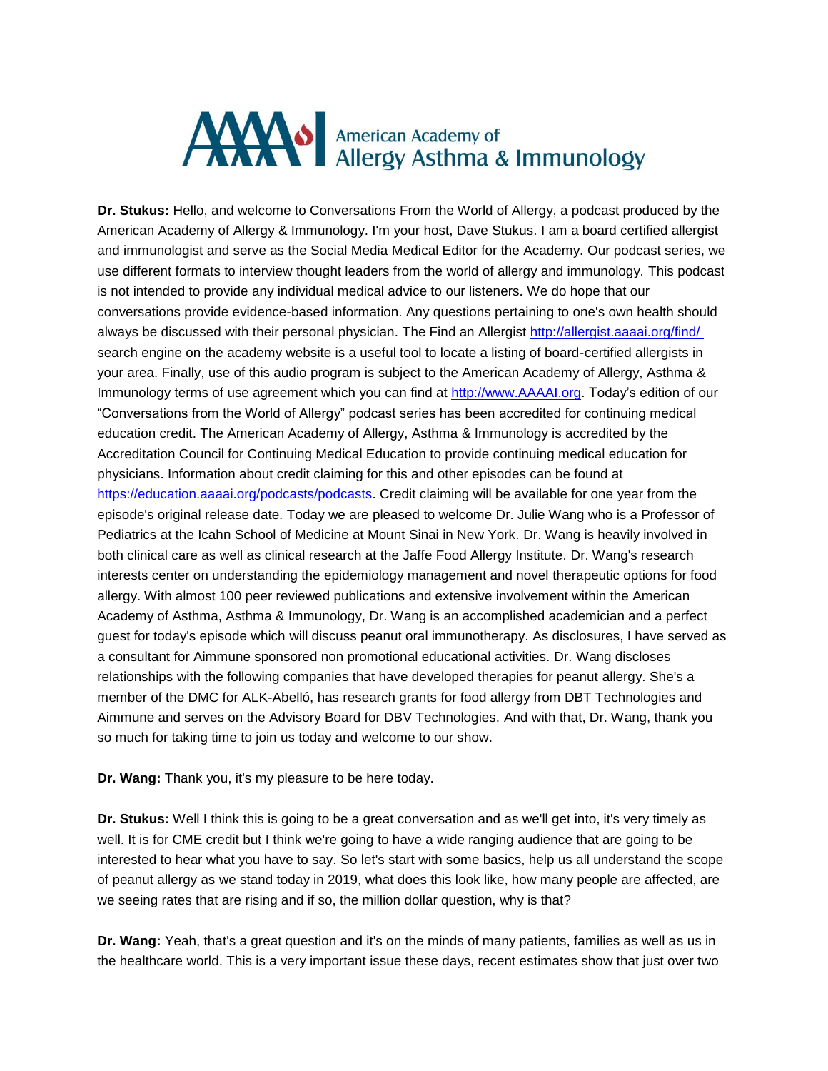**Dr. Stukus:** Hello, and welcome to Conversations From the World of Allergy, a podcast produced by the American Academy of Allergy & Immunology. I'm your host, Dave Stukus. I am a board certified allergist and immunologist and serve as the Social Media Medical Editor for the Academy. Our podcast series, we use different formats to interview thought leaders from the world of allergy and immunology. This podcast is not intended to provide any individual medical advice to our listeners. We do hope that our conversations provide evidence-based information. Any questions pertaining to one's own health should always be discussed with their personal physician. The Find an Allergist http://allergist.aaaai.org/find/ search engine on the academy website is a useful tool to locate a listing of board-certified allergists in your area. Finally, use of this audio program is subject to the American Academy of Allergy, Asthma & Immunology terms of use agreement which you can find at http://www.AAAAI.org. Today's edition of our "Conversations from the World of Allergy" podcast series has been accredited for continuing medical education credit. The American Academy of Allergy, Asthma & Immunology is accredited by the Accreditation Council for Continuing Medical Education to provide continuing medical education for physicians. Information about credit claiming for this and other episodes can be found at https://education.aaaai.org/podcasts/podcasts. Credit claiming will be available for one year from the episode's original release date. Today we are pleased to welcome Dr. Julie Wang who is a Professor of Pediatrics at the Icahn School of Medicine at Mount Sinai in New York. Dr. Wang is heavily involved in both clinical care as well as clinical research at the Jaffe Food Allergy Institute. Dr. Wang's research interests center on understanding the epidemiology management and novel therapeutic options for food allergy. With almost 100 peer reviewed publications and extensive involvement within the American Academy of Asthma, Asthma & Immunology, Dr. Wang is an accomplished academician and a perfect guest for today's episode which will discuss peanut oral immunotherapy. As disclosures, I have served as a consultant for Aimmune sponsored non promotional educational activities. Dr. Wang discloses relationships with the following companies that have developed therapies for peanut allergy. She's a member of the DMC for ALK-Abelló, has research grants for food allergy from DBT Technologies and Aimmune and serves on the Advisory Board for DBV Technologies. And with that, Dr. Wang, thank you so much for taking time to join us today and welcome to our show.

**Dr. Wang:** Thank you, it's my pleasure to be here today.

**Dr. Stukus:** Well I think this is going to be a great conversation and as we'll get into, it's very timely as well. It is for CME credit but I think we're going to have a wide ranging audience that are going to be interested to hear what you have to say. So let's start with some basics, help us all understand the scope of peanut allergy as we stand today in 2019, what does this look like, how many people are affected, are we seeing rates that are rising and if so, the million dollar question, why is that?

**Dr. Wang:** Yeah, that's a great question and it's on the minds of many patients, families as well as us in the healthcare world. This is a very important issue these days, recent estimates show that just over two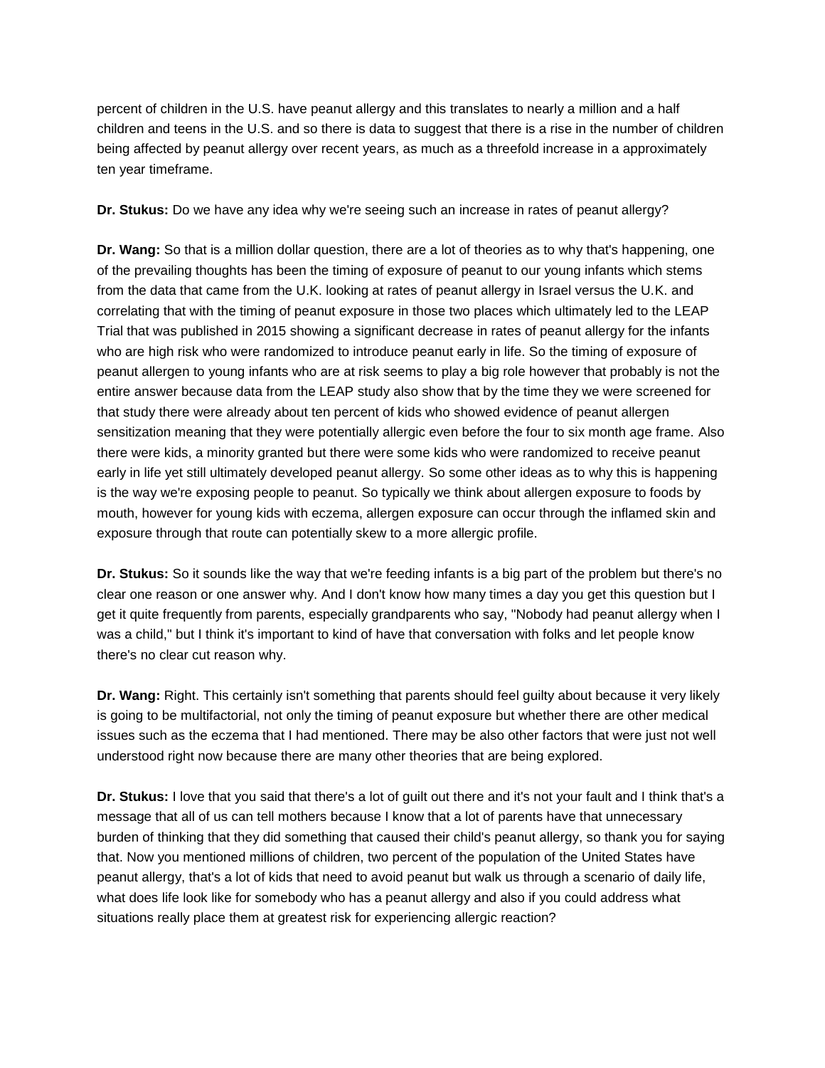percent of children in the U.S. have peanut allergy and this translates to nearly a million and a half children and teens in the U.S. and so there is data to suggest that there is a rise in the number of children being affected by peanut allergy over recent years, as much as a threefold increase in a approximately ten year timeframe.

**Dr. Stukus:** Do we have any idea why we're seeing such an increase in rates of peanut allergy?

**Dr. Wang:** So that is a million dollar question, there are a lot of theories as to why that's happening, one of the prevailing thoughts has been the timing of exposure of peanut to our young infants which stems from the data that came from the U.K. looking at rates of peanut allergy in Israel versus the U.K. and correlating that with the timing of peanut exposure in those two places which ultimately led to the LEAP Trial that was published in 2015 showing a significant decrease in rates of peanut allergy for the infants who are high risk who were randomized to introduce peanut early in life. So the timing of exposure of peanut allergen to young infants who are at risk seems to play a big role however that probably is not the entire answer because data from the LEAP study also show that by the time they we were screened for that study there were already about ten percent of kids who showed evidence of peanut allergen sensitization meaning that they were potentially allergic even before the four to six month age frame. Also there were kids, a minority granted but there were some kids who were randomized to receive peanut early in life yet still ultimately developed peanut allergy. So some other ideas as to why this is happening is the way we're exposing people to peanut. So typically we think about allergen exposure to foods by mouth, however for young kids with eczema, allergen exposure can occur through the inflamed skin and exposure through that route can potentially skew to a more allergic profile.

**Dr. Stukus:** So it sounds like the way that we're feeding infants is a big part of the problem but there's no clear one reason or one answer why. And I don't know how many times a day you get this question but I get it quite frequently from parents, especially grandparents who say, "Nobody had peanut allergy when I was a child," but I think it's important to kind of have that conversation with folks and let people know there's no clear cut reason why.

**Dr. Wang:** Right. This certainly isn't something that parents should feel guilty about because it very likely is going to be multifactorial, not only the timing of peanut exposure but whether there are other medical issues such as the eczema that I had mentioned. There may be also other factors that were just not well understood right now because there are many other theories that are being explored.

**Dr. Stukus:** I love that you said that there's a lot of guilt out there and it's not your fault and I think that's a message that all of us can tell mothers because I know that a lot of parents have that unnecessary burden of thinking that they did something that caused their child's peanut allergy, so thank you for saying that. Now you mentioned millions of children, two percent of the population of the United States have peanut allergy, that's a lot of kids that need to avoid peanut but walk us through a scenario of daily life, what does life look like for somebody who has a peanut allergy and also if you could address what situations really place them at greatest risk for experiencing allergic reaction?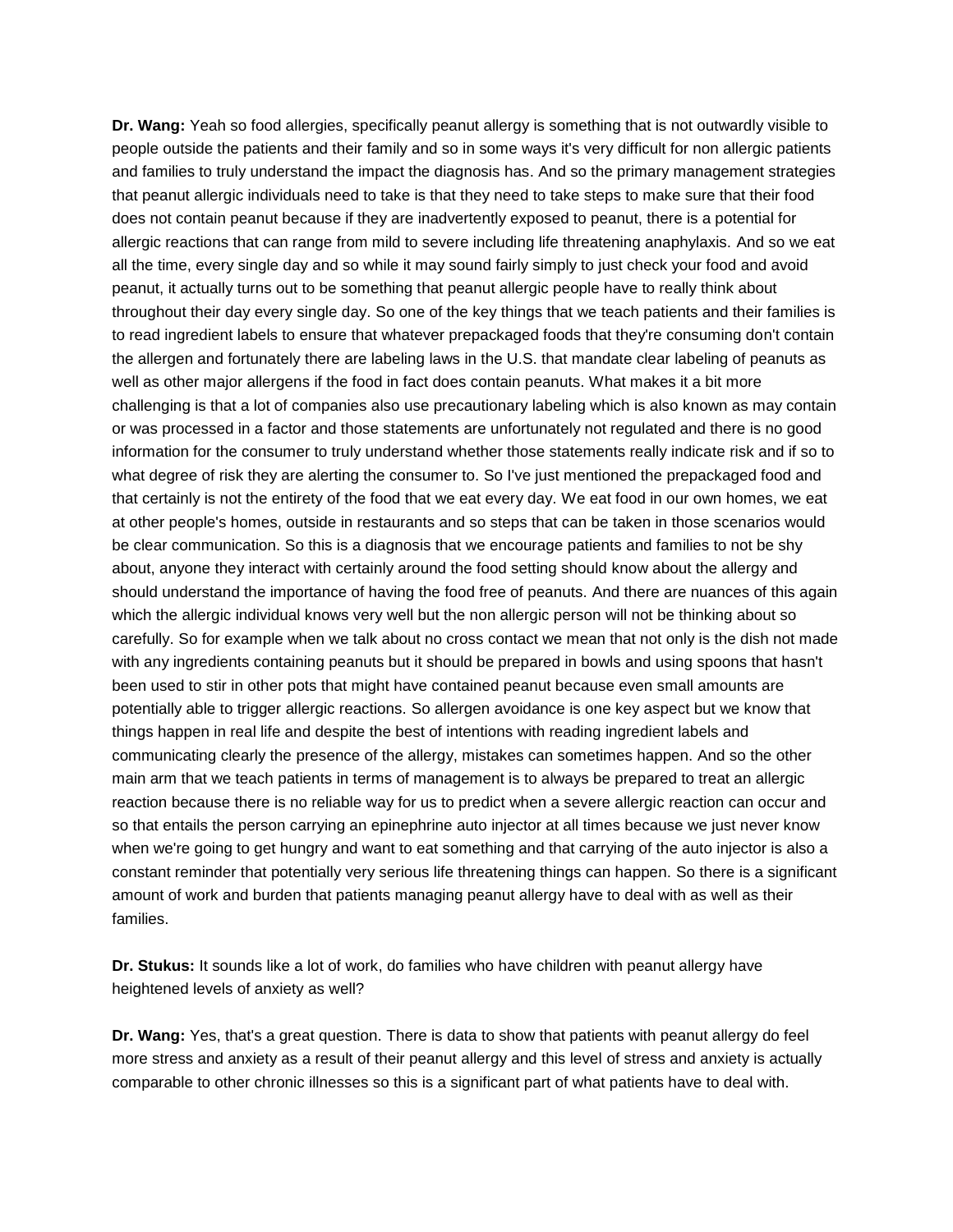**Dr. Wang:** Yeah so food allergies, specifically peanut allergy is something that is not outwardly visible to people outside the patients and their family and so in some ways it's very difficult for non allergic patients and families to truly understand the impact the diagnosis has. And so the primary management strategies that peanut allergic individuals need to take is that they need to take steps to make sure that their food does not contain peanut because if they are inadvertently exposed to peanut, there is a potential for allergic reactions that can range from mild to severe including life threatening anaphylaxis. And so we eat all the time, every single day and so while it may sound fairly simply to just check your food and avoid peanut, it actually turns out to be something that peanut allergic people have to really think about throughout their day every single day. So one of the key things that we teach patients and their families is to read ingredient labels to ensure that whatever prepackaged foods that they're consuming don't contain the allergen and fortunately there are labeling laws in the U.S. that mandate clear labeling of peanuts as well as other major allergens if the food in fact does contain peanuts. What makes it a bit more challenging is that a lot of companies also use precautionary labeling which is also known as may contain or was processed in a factor and those statements are unfortunately not regulated and there is no good information for the consumer to truly understand whether those statements really indicate risk and if so to what degree of risk they are alerting the consumer to. So I've just mentioned the prepackaged food and that certainly is not the entirety of the food that we eat every day. We eat food in our own homes, we eat at other people's homes, outside in restaurants and so steps that can be taken in those scenarios would be clear communication. So this is a diagnosis that we encourage patients and families to not be shy about, anyone they interact with certainly around the food setting should know about the allergy and should understand the importance of having the food free of peanuts. And there are nuances of this again which the allergic individual knows very well but the non allergic person will not be thinking about so carefully. So for example when we talk about no cross contact we mean that not only is the dish not made with any ingredients containing peanuts but it should be prepared in bowls and using spoons that hasn't been used to stir in other pots that might have contained peanut because even small amounts are potentially able to trigger allergic reactions. So allergen avoidance is one key aspect but we know that things happen in real life and despite the best of intentions with reading ingredient labels and communicating clearly the presence of the allergy, mistakes can sometimes happen. And so the other main arm that we teach patients in terms of management is to always be prepared to treat an allergic reaction because there is no reliable way for us to predict when a severe allergic reaction can occur and so that entails the person carrying an epinephrine auto injector at all times because we just never know when we're going to get hungry and want to eat something and that carrying of the auto injector is also a constant reminder that potentially very serious life threatening things can happen. So there is a significant amount of work and burden that patients managing peanut allergy have to deal with as well as their families.

**Dr. Stukus:** It sounds like a lot of work, do families who have children with peanut allergy have heightened levels of anxiety as well?

**Dr. Wang:** Yes, that's a great question. There is data to show that patients with peanut allergy do feel more stress and anxiety as a result of their peanut allergy and this level of stress and anxiety is actually comparable to other chronic illnesses so this is a significant part of what patients have to deal with.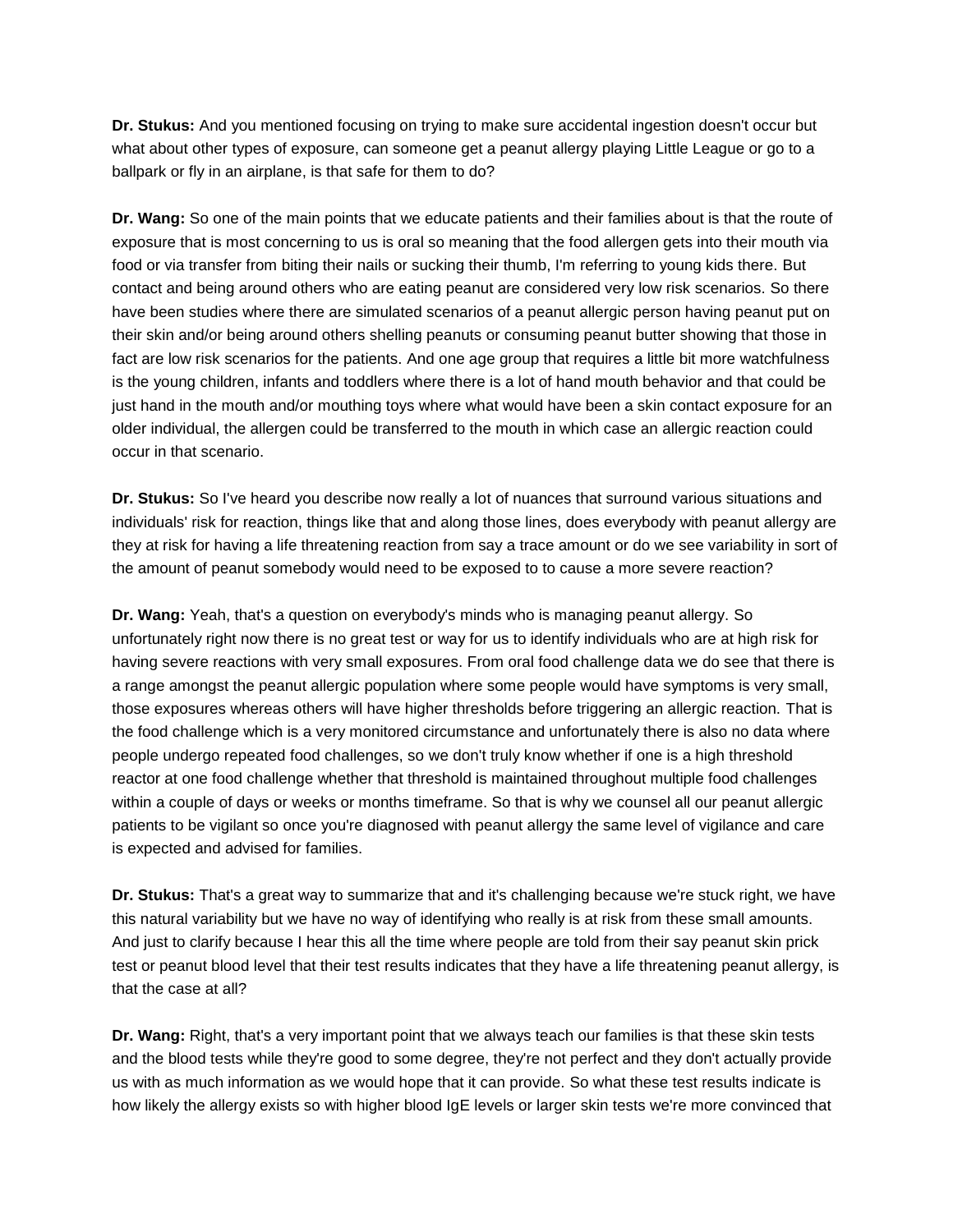**Dr. Stukus:** And you mentioned focusing on trying to make sure accidental ingestion doesn't occur but what about other types of exposure, can someone get a peanut allergy playing Little League or go to a ballpark or fly in an airplane, is that safe for them to do?

**Dr. Wang:** So one of the main points that we educate patients and their families about is that the route of exposure that is most concerning to us is oral so meaning that the food allergen gets into their mouth via food or via transfer from biting their nails or sucking their thumb, I'm referring to young kids there. But contact and being around others who are eating peanut are considered very low risk scenarios. So there have been studies where there are simulated scenarios of a peanut allergic person having peanut put on their skin and/or being around others shelling peanuts or consuming peanut butter showing that those in fact are low risk scenarios for the patients. And one age group that requires a little bit more watchfulness is the young children, infants and toddlers where there is a lot of hand mouth behavior and that could be just hand in the mouth and/or mouthing toys where what would have been a skin contact exposure for an older individual, the allergen could be transferred to the mouth in which case an allergic reaction could occur in that scenario.

**Dr. Stukus:** So I've heard you describe now really a lot of nuances that surround various situations and individuals' risk for reaction, things like that and along those lines, does everybody with peanut allergy are they at risk for having a life threatening reaction from say a trace amount or do we see variability in sort of the amount of peanut somebody would need to be exposed to to cause a more severe reaction?

**Dr. Wang:** Yeah, that's a question on everybody's minds who is managing peanut allergy. So unfortunately right now there is no great test or way for us to identify individuals who are at high risk for having severe reactions with very small exposures. From oral food challenge data we do see that there is a range amongst the peanut allergic population where some people would have symptoms is very small, those exposures whereas others will have higher thresholds before triggering an allergic reaction. That is the food challenge which is a very monitored circumstance and unfortunately there is also no data where people undergo repeated food challenges, so we don't truly know whether if one is a high threshold reactor at one food challenge whether that threshold is maintained throughout multiple food challenges within a couple of days or weeks or months timeframe. So that is why we counsel all our peanut allergic patients to be vigilant so once you're diagnosed with peanut allergy the same level of vigilance and care is expected and advised for families.

**Dr. Stukus:** That's a great way to summarize that and it's challenging because we're stuck right, we have this natural variability but we have no way of identifying who really is at risk from these small amounts. And just to clarify because I hear this all the time where people are told from their say peanut skin prick test or peanut blood level that their test results indicates that they have a life threatening peanut allergy, is that the case at all?

**Dr. Wang:** Right, that's a very important point that we always teach our families is that these skin tests and the blood tests while they're good to some degree, they're not perfect and they don't actually provide us with as much information as we would hope that it can provide. So what these test results indicate is how likely the allergy exists so with higher blood IgE levels or larger skin tests we're more convinced that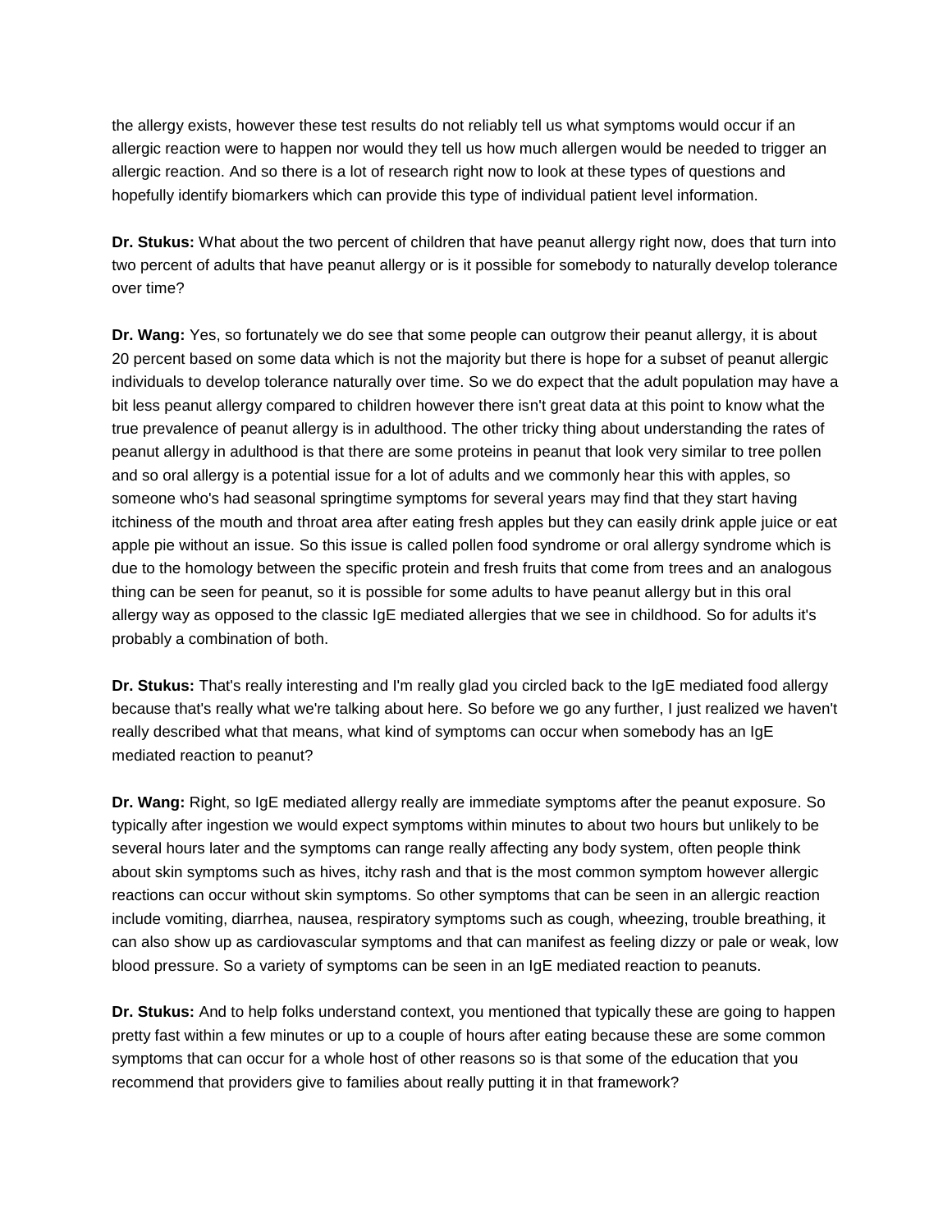the allergy exists, however these test results do not reliably tell us what symptoms would occur if an allergic reaction were to happen nor would they tell us how much allergen would be needed to trigger an allergic reaction. And so there is a lot of research right now to look at these types of questions and hopefully identify biomarkers which can provide this type of individual patient level information.

**Dr. Stukus:** What about the two percent of children that have peanut allergy right now, does that turn into two percent of adults that have peanut allergy or is it possible for somebody to naturally develop tolerance over time?

**Dr. Wang:** Yes, so fortunately we do see that some people can outgrow their peanut allergy, it is about 20 percent based on some data which is not the majority but there is hope for a subset of peanut allergic individuals to develop tolerance naturally over time. So we do expect that the adult population may have a bit less peanut allergy compared to children however there isn't great data at this point to know what the true prevalence of peanut allergy is in adulthood. The other tricky thing about understanding the rates of peanut allergy in adulthood is that there are some proteins in peanut that look very similar to tree pollen and so oral allergy is a potential issue for a lot of adults and we commonly hear this with apples, so someone who's had seasonal springtime symptoms for several years may find that they start having itchiness of the mouth and throat area after eating fresh apples but they can easily drink apple juice or eat apple pie without an issue. So this issue is called pollen food syndrome or oral allergy syndrome which is due to the homology between the specific protein and fresh fruits that come from trees and an analogous thing can be seen for peanut, so it is possible for some adults to have peanut allergy but in this oral allergy way as opposed to the classic IgE mediated allergies that we see in childhood. So for adults it's probably a combination of both.

**Dr. Stukus:** That's really interesting and I'm really glad you circled back to the IgE mediated food allergy because that's really what we're talking about here. So before we go any further, I just realized we haven't really described what that means, what kind of symptoms can occur when somebody has an IgE mediated reaction to peanut?

**Dr. Wang:** Right, so IgE mediated allergy really are immediate symptoms after the peanut exposure. So typically after ingestion we would expect symptoms within minutes to about two hours but unlikely to be several hours later and the symptoms can range really affecting any body system, often people think about skin symptoms such as hives, itchy rash and that is the most common symptom however allergic reactions can occur without skin symptoms. So other symptoms that can be seen in an allergic reaction include vomiting, diarrhea, nausea, respiratory symptoms such as cough, wheezing, trouble breathing, it can also show up as cardiovascular symptoms and that can manifest as feeling dizzy or pale or weak, low blood pressure. So a variety of symptoms can be seen in an IgE mediated reaction to peanuts.

**Dr. Stukus:** And to help folks understand context, you mentioned that typically these are going to happen pretty fast within a few minutes or up to a couple of hours after eating because these are some common symptoms that can occur for a whole host of other reasons so is that some of the education that you recommend that providers give to families about really putting it in that framework?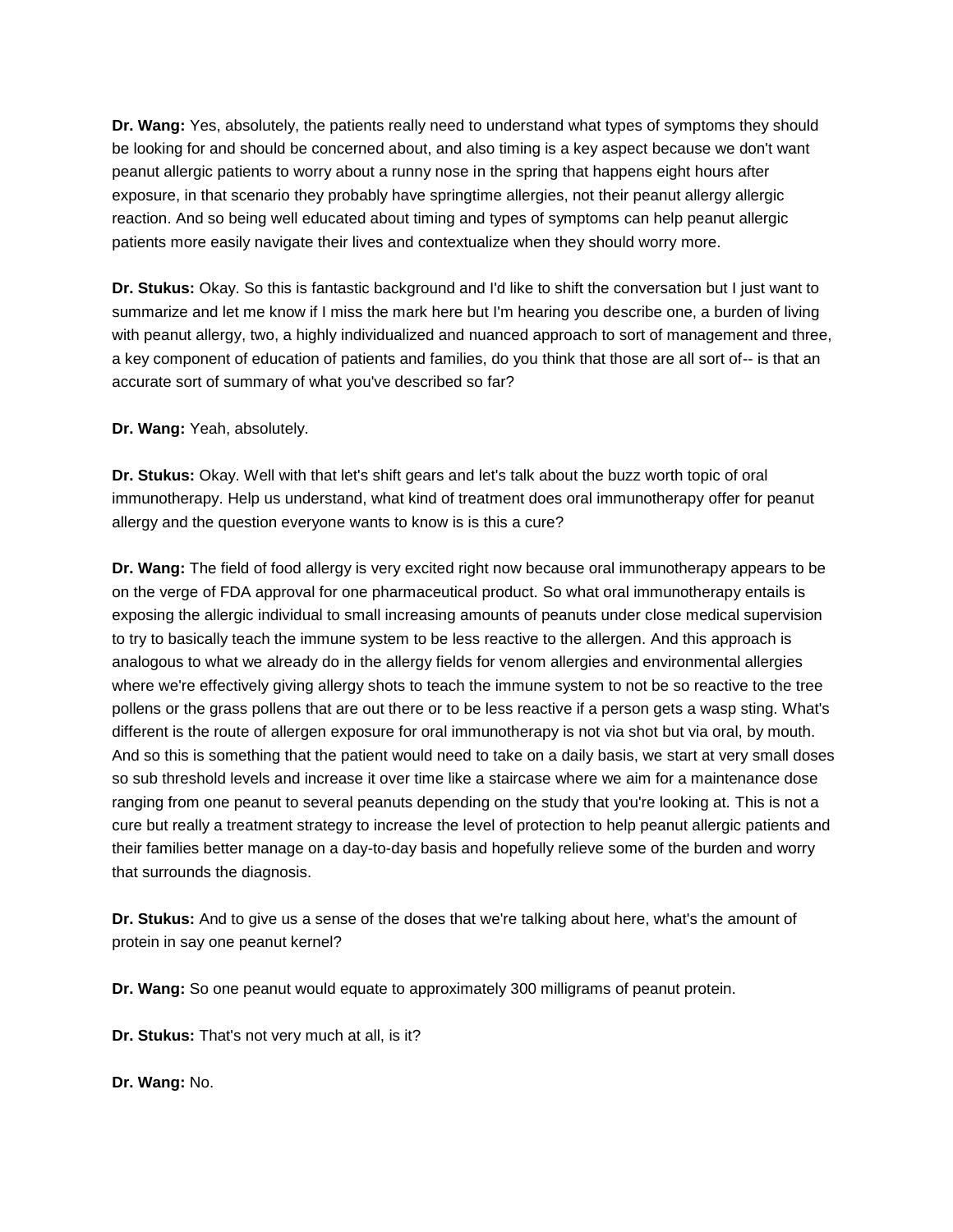**Dr. Wang:** Yes, absolutely, the patients really need to understand what types of symptoms they should be looking for and should be concerned about, and also timing is a key aspect because we don't want peanut allergic patients to worry about a runny nose in the spring that happens eight hours after exposure, in that scenario they probably have springtime allergies, not their peanut allergy allergic reaction. And so being well educated about timing and types of symptoms can help peanut allergic patients more easily navigate their lives and contextualize when they should worry more.

**Dr. Stukus:** Okay. So this is fantastic background and I'd like to shift the conversation but I just want to summarize and let me know if I miss the mark here but I'm hearing you describe one, a burden of living with peanut allergy, two, a highly individualized and nuanced approach to sort of management and three, a key component of education of patients and families, do you think that those are all sort of-- is that an accurate sort of summary of what you've described so far?

**Dr. Wang:** Yeah, absolutely.

**Dr. Stukus:** Okay. Well with that let's shift gears and let's talk about the buzz worth topic of oral immunotherapy. Help us understand, what kind of treatment does oral immunotherapy offer for peanut allergy and the question everyone wants to know is is this a cure?

**Dr. Wang:** The field of food allergy is very excited right now because oral immunotherapy appears to be on the verge of FDA approval for one pharmaceutical product. So what oral immunotherapy entails is exposing the allergic individual to small increasing amounts of peanuts under close medical supervision to try to basically teach the immune system to be less reactive to the allergen. And this approach is analogous to what we already do in the allergy fields for venom allergies and environmental allergies where we're effectively giving allergy shots to teach the immune system to not be so reactive to the tree pollens or the grass pollens that are out there or to be less reactive if a person gets a wasp sting. What's different is the route of allergen exposure for oral immunotherapy is not via shot but via oral, by mouth. And so this is something that the patient would need to take on a daily basis, we start at very small doses so sub threshold levels and increase it over time like a staircase where we aim for a maintenance dose ranging from one peanut to several peanuts depending on the study that you're looking at. This is not a cure but really a treatment strategy to increase the level of protection to help peanut allergic patients and their families better manage on a day-to-day basis and hopefully relieve some of the burden and worry that surrounds the diagnosis.

**Dr. Stukus:** And to give us a sense of the doses that we're talking about here, what's the amount of protein in say one peanut kernel?

**Dr. Wang:** So one peanut would equate to approximately 300 milligrams of peanut protein.

**Dr. Stukus:** That's not very much at all, is it?

**Dr. Wang:** No.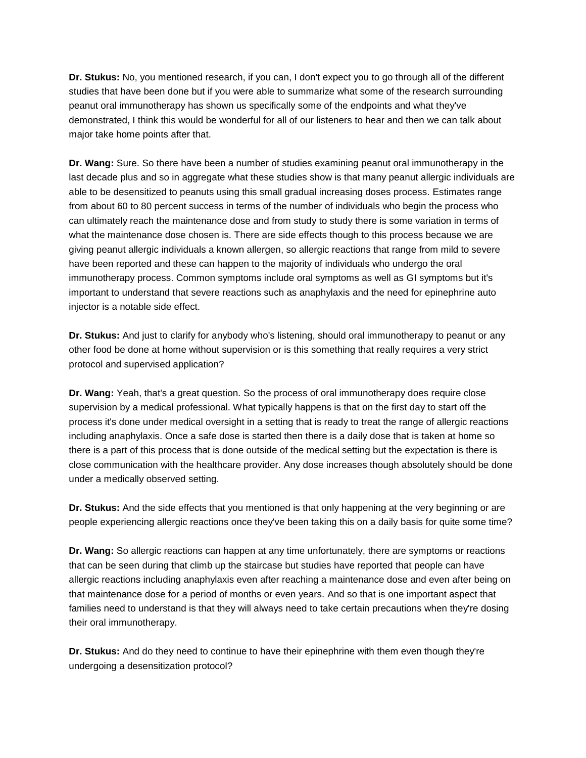**Dr. Stukus:** No, you mentioned research, if you can, I don't expect you to go through all of the different studies that have been done but if you were able to summarize what some of the research surrounding peanut oral immunotherapy has shown us specifically some of the endpoints and what they've demonstrated, I think this would be wonderful for all of our listeners to hear and then we can talk about major take home points after that.

**Dr. Wang:** Sure. So there have been a number of studies examining peanut oral immunotherapy in the last decade plus and so in aggregate what these studies show is that many peanut allergic individuals are able to be desensitized to peanuts using this small gradual increasing doses process. Estimates range from about 60 to 80 percent success in terms of the number of individuals who begin the process who can ultimately reach the maintenance dose and from study to study there is some variation in terms of what the maintenance dose chosen is. There are side effects though to this process because we are giving peanut allergic individuals a known allergen, so allergic reactions that range from mild to severe have been reported and these can happen to the majority of individuals who undergo the oral immunotherapy process. Common symptoms include oral symptoms as well as GI symptoms but it's important to understand that severe reactions such as anaphylaxis and the need for epinephrine auto injector is a notable side effect.

**Dr. Stukus:** And just to clarify for anybody who's listening, should oral immunotherapy to peanut or any other food be done at home without supervision or is this something that really requires a very strict protocol and supervised application?

**Dr. Wang:** Yeah, that's a great question. So the process of oral immunotherapy does require close supervision by a medical professional. What typically happens is that on the first day to start off the process it's done under medical oversight in a setting that is ready to treat the range of allergic reactions including anaphylaxis. Once a safe dose is started then there is a daily dose that is taken at home so there is a part of this process that is done outside of the medical setting but the expectation is there is close communication with the healthcare provider. Any dose increases though absolutely should be done under a medically observed setting.

**Dr. Stukus:** And the side effects that you mentioned is that only happening at the very beginning or are people experiencing allergic reactions once they've been taking this on a daily basis for quite some time?

**Dr. Wang:** So allergic reactions can happen at any time unfortunately, there are symptoms or reactions that can be seen during that climb up the staircase but studies have reported that people can have allergic reactions including anaphylaxis even after reaching a maintenance dose and even after being on that maintenance dose for a period of months or even years. And so that is one important aspect that families need to understand is that they will always need to take certain precautions when they're dosing their oral immunotherapy.

**Dr. Stukus:** And do they need to continue to have their epinephrine with them even though they're undergoing a desensitization protocol?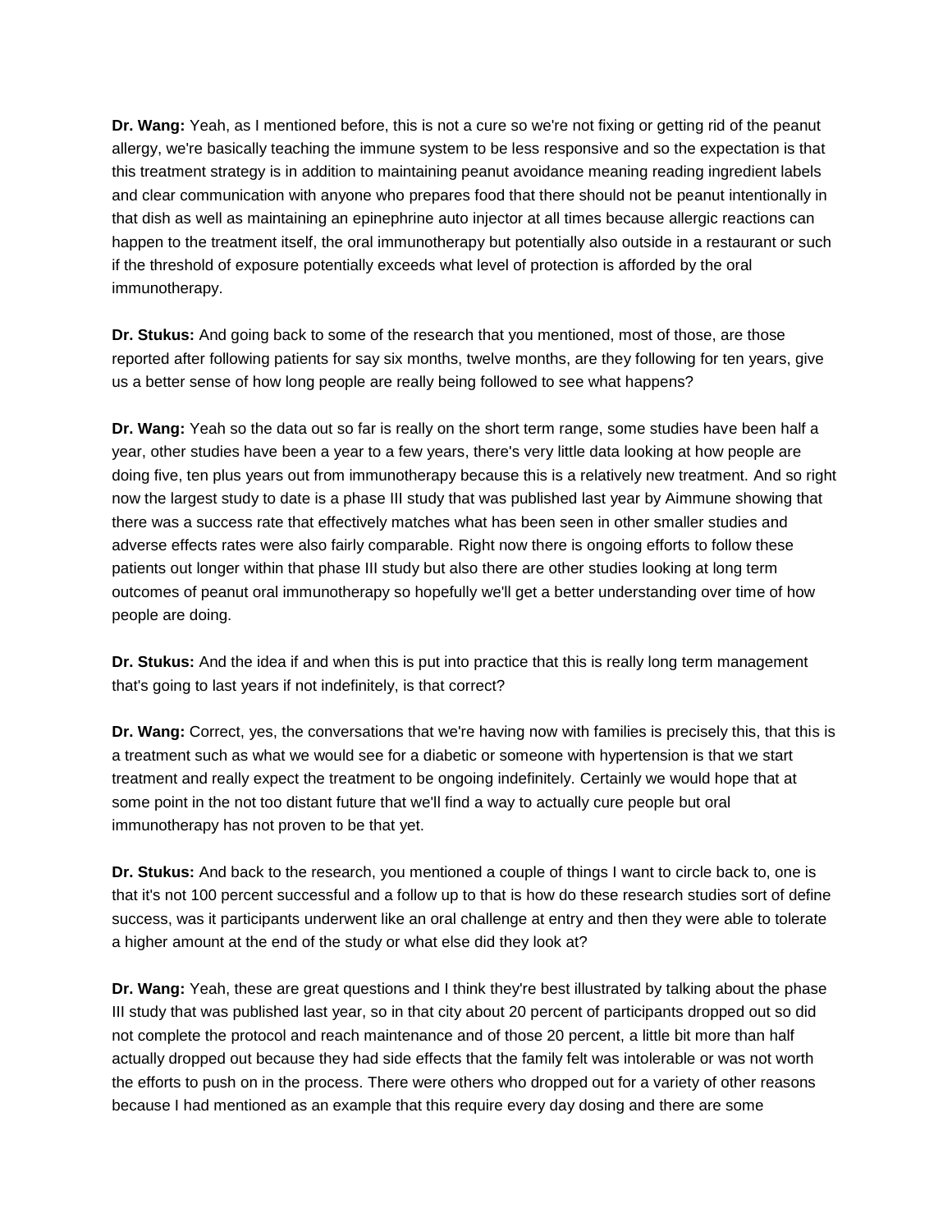**Dr. Wang:** Yeah, as I mentioned before, this is not a cure so we're not fixing or getting rid of the peanut allergy, we're basically teaching the immune system to be less responsive and so the expectation is that this treatment strategy is in addition to maintaining peanut avoidance meaning reading ingredient labels and clear communication with anyone who prepares food that there should not be peanut intentionally in that dish as well as maintaining an epinephrine auto injector at all times because allergic reactions can happen to the treatment itself, the oral immunotherapy but potentially also outside in a restaurant or such if the threshold of exposure potentially exceeds what level of protection is afforded by the oral immunotherapy.

**Dr. Stukus:** And going back to some of the research that you mentioned, most of those, are those reported after following patients for say six months, twelve months, are they following for ten years, give us a better sense of how long people are really being followed to see what happens?

**Dr. Wang:** Yeah so the data out so far is really on the short term range, some studies have been half a year, other studies have been a year to a few years, there's very little data looking at how people are doing five, ten plus years out from immunotherapy because this is a relatively new treatment. And so right now the largest study to date is a phase III study that was published last year by Aimmune showing that there was a success rate that effectively matches what has been seen in other smaller studies and adverse effects rates were also fairly comparable. Right now there is ongoing efforts to follow these patients out longer within that phase III study but also there are other studies looking at long term outcomes of peanut oral immunotherapy so hopefully we'll get a better understanding over time of how people are doing.

**Dr. Stukus:** And the idea if and when this is put into practice that this is really long term management that's going to last years if not indefinitely, is that correct?

**Dr. Wang:** Correct, yes, the conversations that we're having now with families is precisely this, that this is a treatment such as what we would see for a diabetic or someone with hypertension is that we start treatment and really expect the treatment to be ongoing indefinitely. Certainly we would hope that at some point in the not too distant future that we'll find a way to actually cure people but oral immunotherapy has not proven to be that yet.

**Dr. Stukus:** And back to the research, you mentioned a couple of things I want to circle back to, one is that it's not 100 percent successful and a follow up to that is how do these research studies sort of define success, was it participants underwent like an oral challenge at entry and then they were able to tolerate a higher amount at the end of the study or what else did they look at?

**Dr. Wang:** Yeah, these are great questions and I think they're best illustrated by talking about the phase III study that was published last year, so in that city about 20 percent of participants dropped out so did not complete the protocol and reach maintenance and of those 20 percent, a little bit more than half actually dropped out because they had side effects that the family felt was intolerable or was not worth the efforts to push on in the process. There were others who dropped out for a variety of other reasons because I had mentioned as an example that this require every day dosing and there are some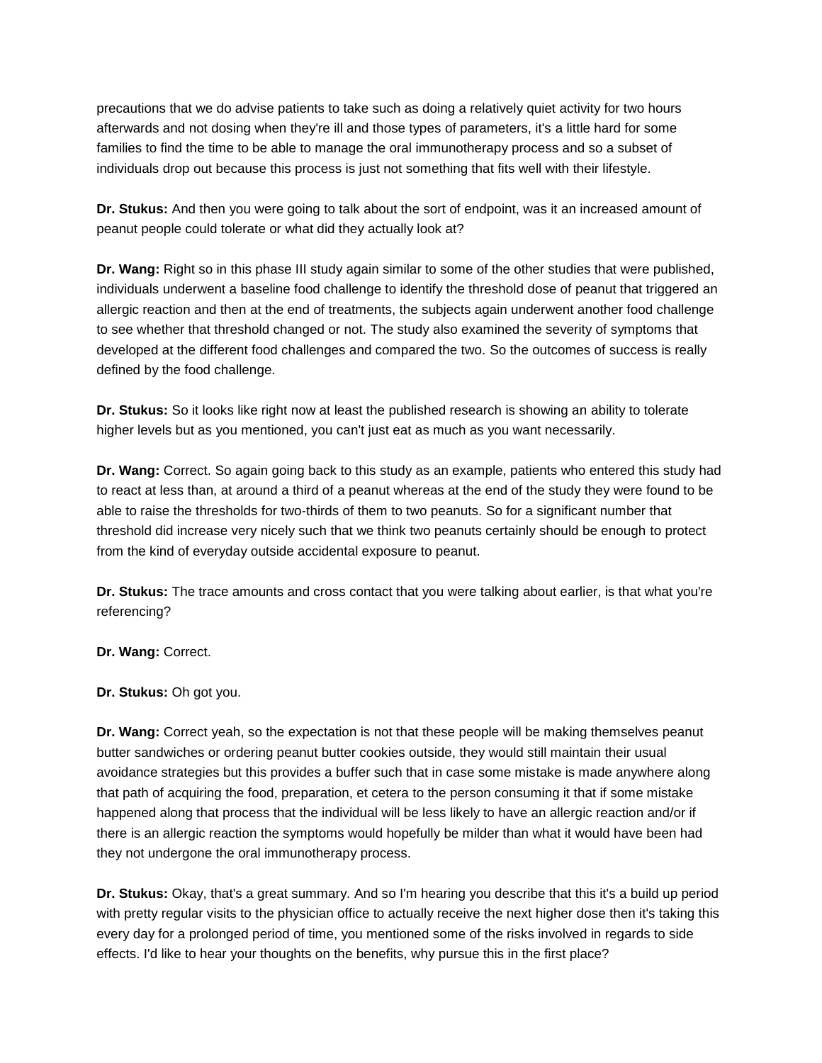precautions that we do advise patients to take such as doing a relatively quiet activity for two hours afterwards and not dosing when they're ill and those types of parameters, it's a little hard for some families to find the time to be able to manage the oral immunotherapy process and so a subset of individuals drop out because this process is just not something that fits well with their lifestyle.

**Dr. Stukus:** And then you were going to talk about the sort of endpoint, was it an increased amount of peanut people could tolerate or what did they actually look at?

**Dr. Wang:** Right so in this phase III study again similar to some of the other studies that were published, individuals underwent a baseline food challenge to identify the threshold dose of peanut that triggered an allergic reaction and then at the end of treatments, the subjects again underwent another food challenge to see whether that threshold changed or not. The study also examined the severity of symptoms that developed at the different food challenges and compared the two. So the outcomes of success is really defined by the food challenge.

**Dr. Stukus:** So it looks like right now at least the published research is showing an ability to tolerate higher levels but as you mentioned, you can't just eat as much as you want necessarily.

**Dr. Wang:** Correct. So again going back to this study as an example, patients who entered this study had to react at less than, at around a third of a peanut whereas at the end of the study they were found to be able to raise the thresholds for two-thirds of them to two peanuts. So for a significant number that threshold did increase very nicely such that we think two peanuts certainly should be enough to protect from the kind of everyday outside accidental exposure to peanut.

**Dr. Stukus:** The trace amounts and cross contact that you were talking about earlier, is that what you're referencing?

**Dr. Wang:** Correct.

**Dr. Stukus:** Oh got you.

**Dr. Wang:** Correct yeah, so the expectation is not that these people will be making themselves peanut butter sandwiches or ordering peanut butter cookies outside, they would still maintain their usual avoidance strategies but this provides a buffer such that in case some mistake is made anywhere along that path of acquiring the food, preparation, et cetera to the person consuming it that if some mistake happened along that process that the individual will be less likely to have an allergic reaction and/or if there is an allergic reaction the symptoms would hopefully be milder than what it would have been had they not undergone the oral immunotherapy process.

**Dr. Stukus:** Okay, that's a great summary. And so I'm hearing you describe that this it's a build up period with pretty regular visits to the physician office to actually receive the next higher dose then it's taking this every day for a prolonged period of time, you mentioned some of the risks involved in regards to side effects. I'd like to hear your thoughts on the benefits, why pursue this in the first place?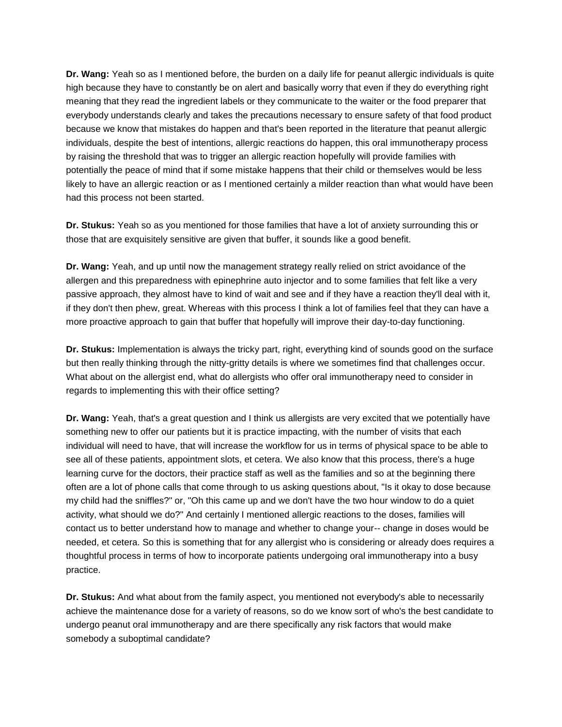**Dr. Wang:** Yeah so as I mentioned before, the burden on a daily life for peanut allergic individuals is quite high because they have to constantly be on alert and basically worry that even if they do everything right meaning that they read the ingredient labels or they communicate to the waiter or the food preparer that everybody understands clearly and takes the precautions necessary to ensure safety of that food product because we know that mistakes do happen and that's been reported in the literature that peanut allergic individuals, despite the best of intentions, allergic reactions do happen, this oral immunotherapy process by raising the threshold that was to trigger an allergic reaction hopefully will provide families with potentially the peace of mind that if some mistake happens that their child or themselves would be less likely to have an allergic reaction or as I mentioned certainly a milder reaction than what would have been had this process not been started.

**Dr. Stukus:** Yeah so as you mentioned for those families that have a lot of anxiety surrounding this or those that are exquisitely sensitive are given that buffer, it sounds like a good benefit.

**Dr. Wang:** Yeah, and up until now the management strategy really relied on strict avoidance of the allergen and this preparedness with epinephrine auto injector and to some families that felt like a very passive approach, they almost have to kind of wait and see and if they have a reaction they'll deal with it, if they don't then phew, great. Whereas with this process I think a lot of families feel that they can have a more proactive approach to gain that buffer that hopefully will improve their day-to-day functioning.

**Dr. Stukus:** Implementation is always the tricky part, right, everything kind of sounds good on the surface but then really thinking through the nitty-gritty details is where we sometimes find that challenges occur. What about on the allergist end, what do allergists who offer oral immunotherapy need to consider in regards to implementing this with their office setting?

**Dr. Wang:** Yeah, that's a great question and I think us allergists are very excited that we potentially have something new to offer our patients but it is practice impacting, with the number of visits that each individual will need to have, that will increase the workflow for us in terms of physical space to be able to see all of these patients, appointment slots, et cetera. We also know that this process, there's a huge learning curve for the doctors, their practice staff as well as the families and so at the beginning there often are a lot of phone calls that come through to us asking questions about, "Is it okay to dose because my child had the sniffles?" or, "Oh this came up and we don't have the two hour window to do a quiet activity, what should we do?" And certainly I mentioned allergic reactions to the doses, families will contact us to better understand how to manage and whether to change your-- change in doses would be needed, et cetera. So this is something that for any allergist who is considering or already does requires a thoughtful process in terms of how to incorporate patients undergoing oral immunotherapy into a busy practice.

**Dr. Stukus:** And what about from the family aspect, you mentioned not everybody's able to necessarily achieve the maintenance dose for a variety of reasons, so do we know sort of who's the best candidate to undergo peanut oral immunotherapy and are there specifically any risk factors that would make somebody a suboptimal candidate?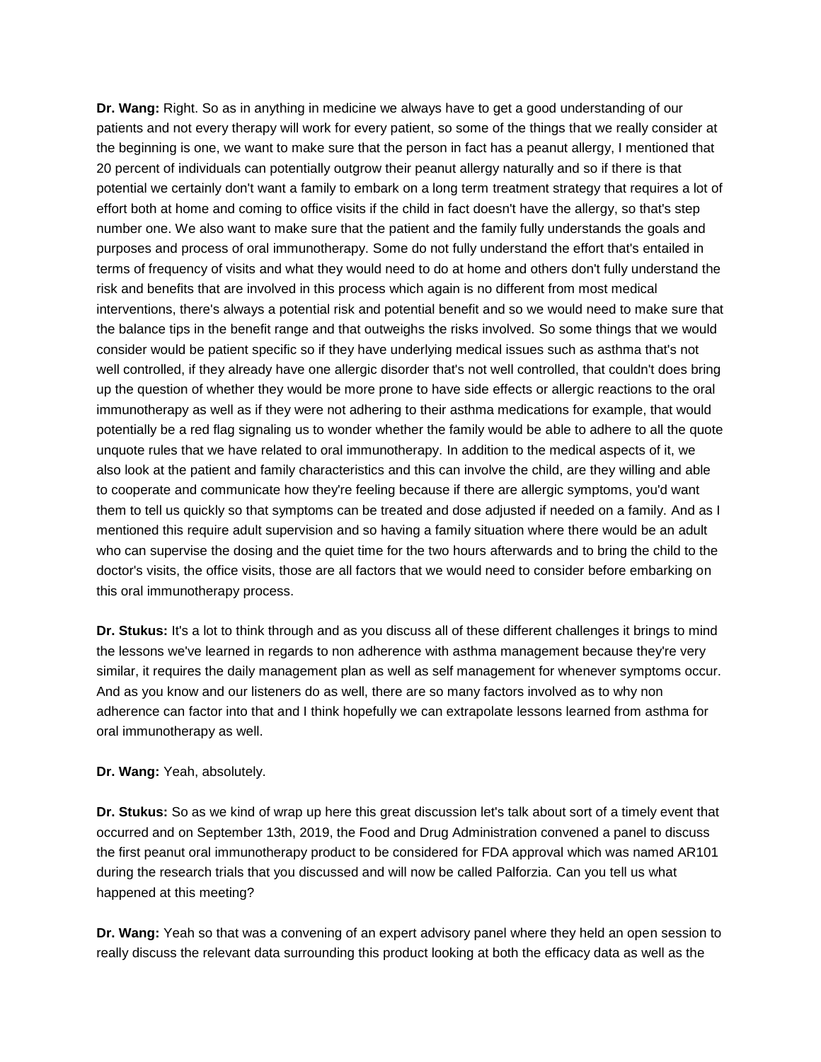**Dr. Wang:** Right. So as in anything in medicine we always have to get a good understanding of our patients and not every therapy will work for every patient, so some of the things that we really consider at the beginning is one, we want to make sure that the person in fact has a peanut allergy, I mentioned that 20 percent of individuals can potentially outgrow their peanut allergy naturally and so if there is that potential we certainly don't want a family to embark on a long term treatment strategy that requires a lot of effort both at home and coming to office visits if the child in fact doesn't have the allergy, so that's step number one. We also want to make sure that the patient and the family fully understands the goals and purposes and process of oral immunotherapy. Some do not fully understand the effort that's entailed in terms of frequency of visits and what they would need to do at home and others don't fully understand the risk and benefits that are involved in this process which again is no different from most medical interventions, there's always a potential risk and potential benefit and so we would need to make sure that the balance tips in the benefit range and that outweighs the risks involved. So some things that we would consider would be patient specific so if they have underlying medical issues such as asthma that's not well controlled, if they already have one allergic disorder that's not well controlled, that couldn't does bring up the question of whether they would be more prone to have side effects or allergic reactions to the oral immunotherapy as well as if they were not adhering to their asthma medications for example, that would potentially be a red flag signaling us to wonder whether the family would be able to adhere to all the quote unquote rules that we have related to oral immunotherapy. In addition to the medical aspects of it, we also look at the patient and family characteristics and this can involve the child, are they willing and able to cooperate and communicate how they're feeling because if there are allergic symptoms, you'd want them to tell us quickly so that symptoms can be treated and dose adjusted if needed on a family. And as I mentioned this require adult supervision and so having a family situation where there would be an adult who can supervise the dosing and the quiet time for the two hours afterwards and to bring the child to the doctor's visits, the office visits, those are all factors that we would need to consider before embarking on this oral immunotherapy process.

**Dr. Stukus:** It's a lot to think through and as you discuss all of these different challenges it brings to mind the lessons we've learned in regards to non adherence with asthma management because they're very similar, it requires the daily management plan as well as self management for whenever symptoms occur. And as you know and our listeners do as well, there are so many factors involved as to why non adherence can factor into that and I think hopefully we can extrapolate lessons learned from asthma for oral immunotherapy as well.

**Dr. Wang:** Yeah, absolutely.

**Dr. Stukus:** So as we kind of wrap up here this great discussion let's talk about sort of a timely event that occurred and on September 13th, 2019, the Food and Drug Administration convened a panel to discuss the first peanut oral immunotherapy product to be considered for FDA approval which was named AR101 during the research trials that you discussed and will now be called Palforzia. Can you tell us what happened at this meeting?

**Dr. Wang:** Yeah so that was a convening of an expert advisory panel where they held an open session to really discuss the relevant data surrounding this product looking at both the efficacy data as well as the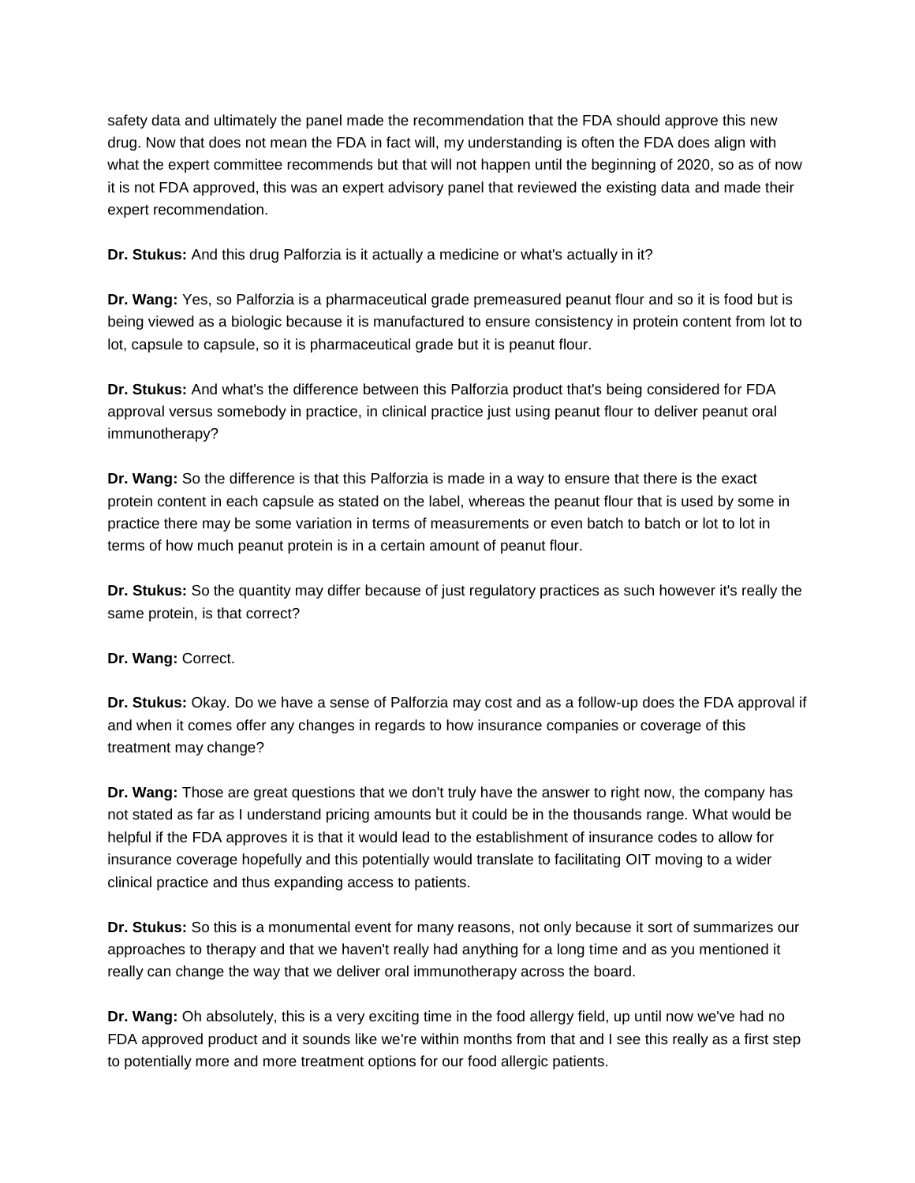safety data and ultimately the panel made the recommendation that the FDA should approve this new drug. Now that does not mean the FDA in fact will, my understanding is often the FDA does align with what the expert committee recommends but that will not happen until the beginning of 2020, so as of now it is not FDA approved, this was an expert advisory panel that reviewed the existing data and made their expert recommendation.

**Dr. Stukus:** And this drug Palforzia is it actually a medicine or what's actually in it?

**Dr. Wang:** Yes, so Palforzia is a pharmaceutical grade premeasured peanut flour and so it is food but is being viewed as a biologic because it is manufactured to ensure consistency in protein content from lot to lot, capsule to capsule, so it is pharmaceutical grade but it is peanut flour.

**Dr. Stukus:** And what's the difference between this Palforzia product that's being considered for FDA approval versus somebody in practice, in clinical practice just using peanut flour to deliver peanut oral immunotherapy?

**Dr. Wang:** So the difference is that this Palforzia is made in a way to ensure that there is the exact protein content in each capsule as stated on the label, whereas the peanut flour that is used by some in practice there may be some variation in terms of measurements or even batch to batch or lot to lot in terms of how much peanut protein is in a certain amount of peanut flour.

**Dr. Stukus:** So the quantity may differ because of just regulatory practices as such however it's really the same protein, is that correct?

**Dr. Wang:** Correct.

**Dr. Stukus:** Okay. Do we have a sense of Palforzia may cost and as a follow-up does the FDA approval if and when it comes offer any changes in regards to how insurance companies or coverage of this treatment may change?

**Dr. Wang:** Those are great questions that we don't truly have the answer to right now, the company has not stated as far as I understand pricing amounts but it could be in the thousands range. What would be helpful if the FDA approves it is that it would lead to the establishment of insurance codes to allow for insurance coverage hopefully and this potentially would translate to facilitating OIT moving to a wider clinical practice and thus expanding access to patients.

**Dr. Stukus:** So this is a monumental event for many reasons, not only because it sort of summarizes our approaches to therapy and that we haven't really had anything for a long time and as you mentioned it really can change the way that we deliver oral immunotherapy across the board.

**Dr. Wang:** Oh absolutely, this is a very exciting time in the food allergy field, up until now we've had no FDA approved product and it sounds like we're within months from that and I see this really as a first step to potentially more and more treatment options for our food allergic patients.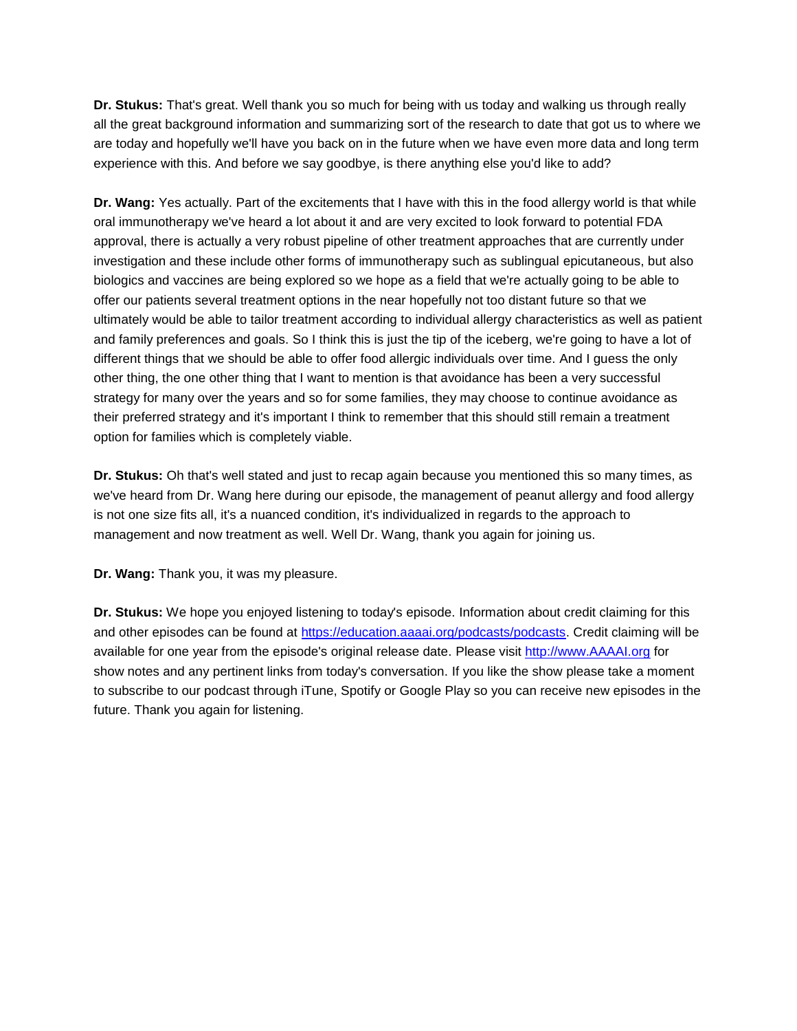**Dr. Stukus:** That's great. Well thank you so much for being with us today and walking us through really all the great background information and summarizing sort of the research to date that got us to where we are today and hopefully we'll have you back on in the future when we have even more data and long term experience with this. And before we say goodbye, is there anything else you'd like to add?

**Dr. Wang:** Yes actually. Part of the excitements that I have with this in the food allergy world is that while oral immunotherapy we've heard a lot about it and are very excited to look forward to potential FDA approval, there is actually a very robust pipeline of other treatment approaches that are currently under investigation and these include other forms of immunotherapy such as sublingual epicutaneous, but also biologics and vaccines are being explored so we hope as a field that we're actually going to be able to offer our patients several treatment options in the near hopefully not too distant future so that we ultimately would be able to tailor treatment according to individual allergy characteristics as well as patient and family preferences and goals. So I think this is just the tip of the iceberg, we're going to have a lot of different things that we should be able to offer food allergic individuals over time. And I guess the only other thing, the one other thing that I want to mention is that avoidance has been a very successful strategy for many over the years and so for some families, they may choose to continue avoidance as their preferred strategy and it's important I think to remember that this should still remain a treatment option for families which is completely viable.

**Dr. Stukus:** Oh that's well stated and just to recap again because you mentioned this so many times, as we've heard from Dr. Wang here during our episode, the management of peanut allergy and food allergy is not one size fits all, it's a nuanced condition, it's individualized in regards to the approach to management and now treatment as well. Well Dr. Wang, thank you again for joining us.

**Dr. Wang:** Thank you, it was my pleasure.

**Dr. Stukus:** We hope you enjoyed listening to today's episode. Information about credit claiming for this and other episodes can be found at [https://education.aaaai.org/podcasts/podcasts](https://education.aaaai.org/podcasts/podcasts). Credit claiming will be available for one year from the episode's original release date. Please visit [http://www.AAAAI.org](http://www.AAAAI.org) for show notes and any pertinent links from today's conversation. If you like the show please take a moment to subscribe to our podcast through iTune, Spotify or Google Play so you can receive new episodes in the future. Thank you again for listening.